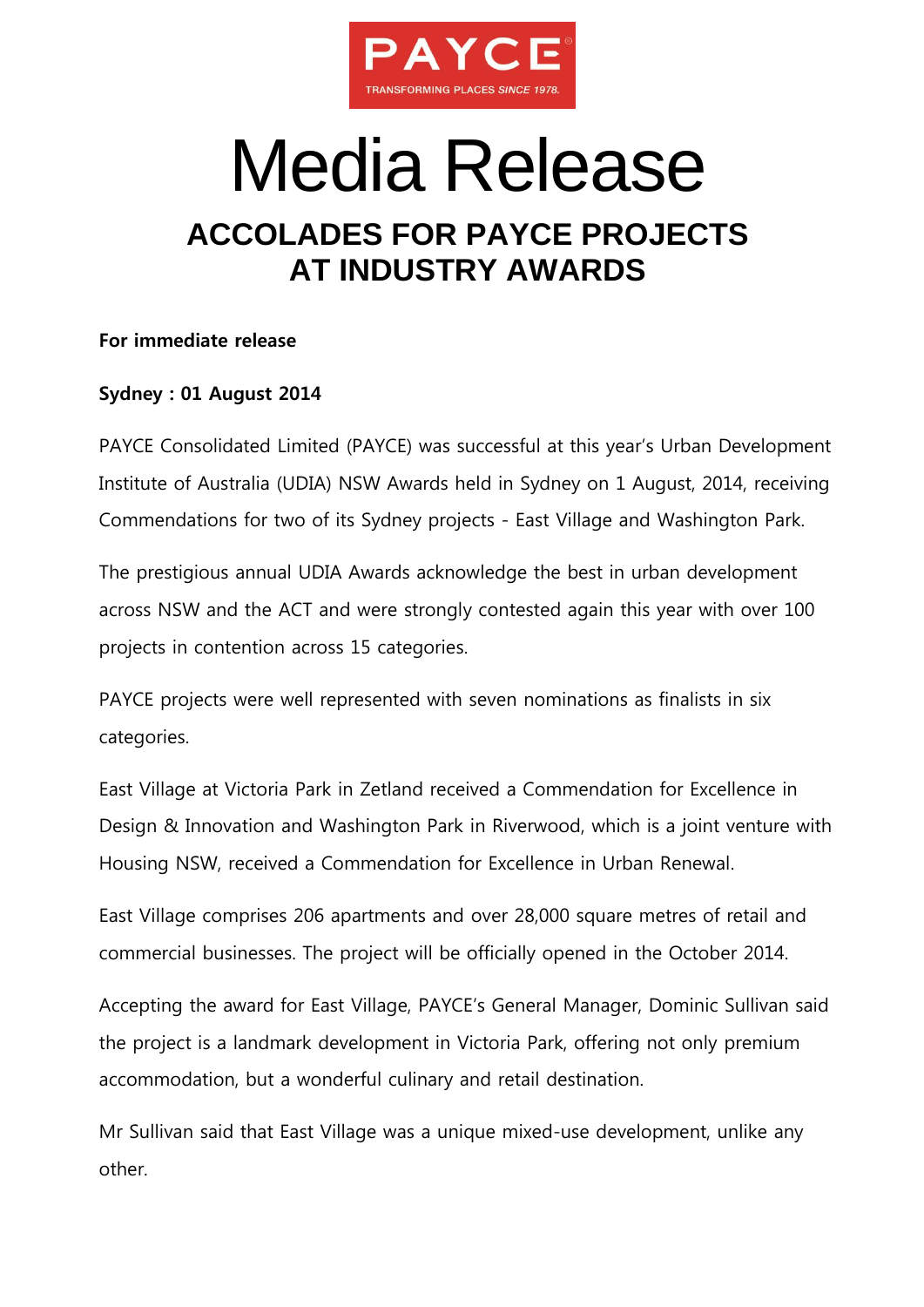PAYCE®

TRANSFORMING PLACES SINCE 1978.

# Media Release

## ACCOLADES FOR PAYCE PROJECTS AT INDUSTRY AWARDS

**For immediate release**

**Sydney : 01 August 2014**

PAYCE Consolidated Limited (PAYCE) was successful at this year's Urban Development Institute of Australia (UDIA) NSW Awards held in Sydney on 1 August, 2014, receiving Commendations for two of its Sydney projects - East Village and Washington Park.

The prestigious annual UDIA Awards acknowledge the best in urban development across NSW and the ACT and were strongly contested again this year with over 100 projects in contention across 15 categories.

PAYCE projects were well represented with seven nominations as finalists in six categories.

East Village at Victoria Park in Zetland received a Commendation for Excellence in Design & Innovation and Washington Park in Riverwood, which is a joint venture with Housing NSW, received a Commendation for Excellence in Urban Renewal.

East Village comprises 206 apartments and over 28,000 square metres of retail and commercial businesses. The project will be officially opened in the October 2014.

Accepting the award for East Village, PAYCE's General Manager, Dominic Sullivan said the project is a landmark development in Victoria Park, offering not only premium accommodation, but a wonderful culinary and retail destination.

Mr Sullivan said that East Village was a unique mixed-use development, unlike any other.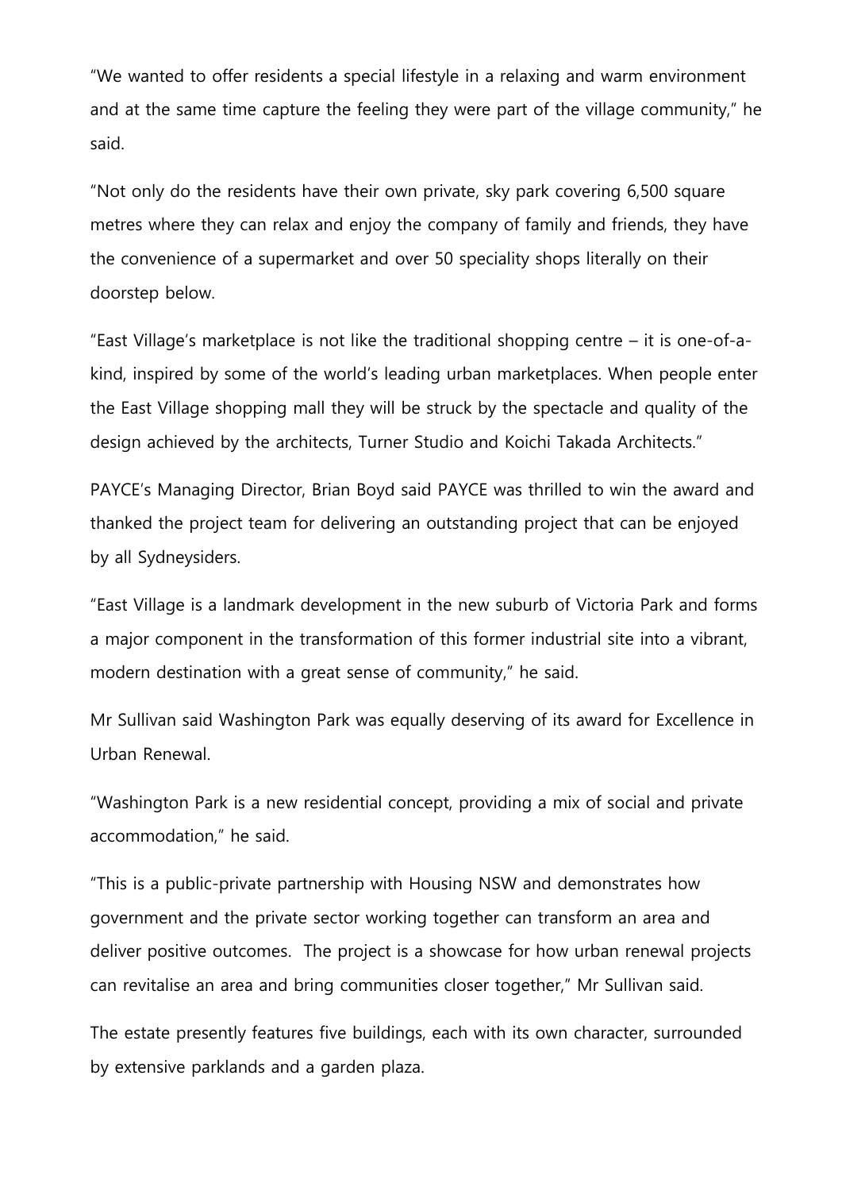"We wanted to offer residents a special lifestyle in a relaxing and warm environment and at the same time capture the feeling they were part of the village community," he said.

"Not only do the residents have their own private, sky park covering 6,500 square metres where they can relax and enjoy the company of family and friends, they have the convenience of a supermarket and over 50 speciality shops literally on their doorstep below.

"East Village's marketplace is not like the traditional shopping centre – it is one-of-a-kind, inspired by some of the world's leading urban marketplaces. When people enter the East Village shopping mall they will be struck by the spectacle and quality of the design achieved by the architects, Turner Studio and Koichi Takada Architects."

PAYCE's Managing Director, Brian Boyd said PAYCE was thrilled to win the award and thanked the project team for delivering an outstanding project that can be enjoyed by all Sydneysiders.

"East Village is a landmark development in the new suburb of Victoria Park and forms a major component in the transformation of this former industrial site into a vibrant, modern destination with a great sense of community," he said.

Mr Sullivan said Washington Park was equally deserving of its award for Excellence in Urban Renewal.

"Washington Park is a new residential concept, providing a mix of social and private accommodation," he said.

"This is a public-private partnership with Housing NSW and demonstrates how government and the private sector working together can transform an area and deliver positive outcomes. The project is a showcase for how urban renewal projects can revitalise an area and bring communities closer together," Mr Sullivan said.

The estate presently features five buildings, each with its own character, surrounded by extensive parklands and a garden plaza.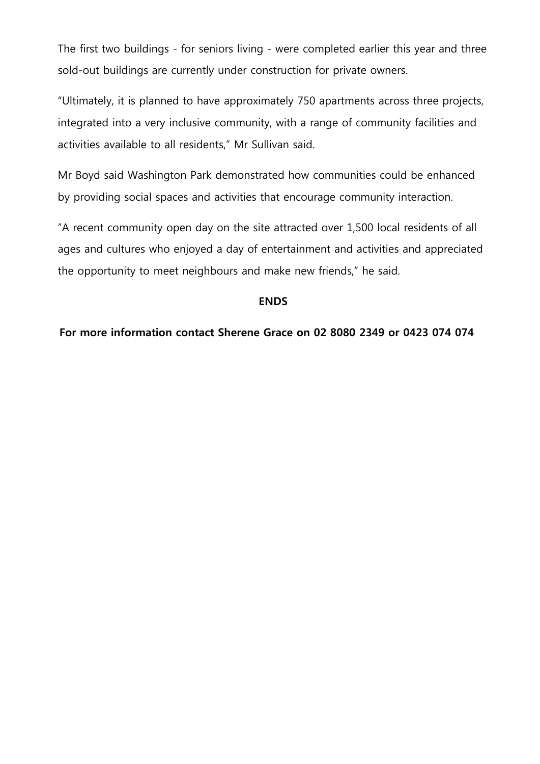The first two buildings - for seniors living - were completed earlier this year and three sold-out buildings are currently under construction for private owners.

“Ultimately, it is planned to have approximately 750 apartments across three projects, integrated into a very inclusive community, with a range of community facilities and activities available to all residents,” Mr Sullivan said.

Mr Boyd said Washington Park demonstrated how communities could be enhanced by providing social spaces and activities that encourage community interaction.

“A recent community open day on the site attracted over 1,500 local residents of all ages and cultures who enjoyed a day of entertainment and activities and appreciated the opportunity to meet neighbours and make new friends,” he said.

**ENDS**

**For more information contact Sherene Grace on 02 8080 2349 or 0423 074 074**